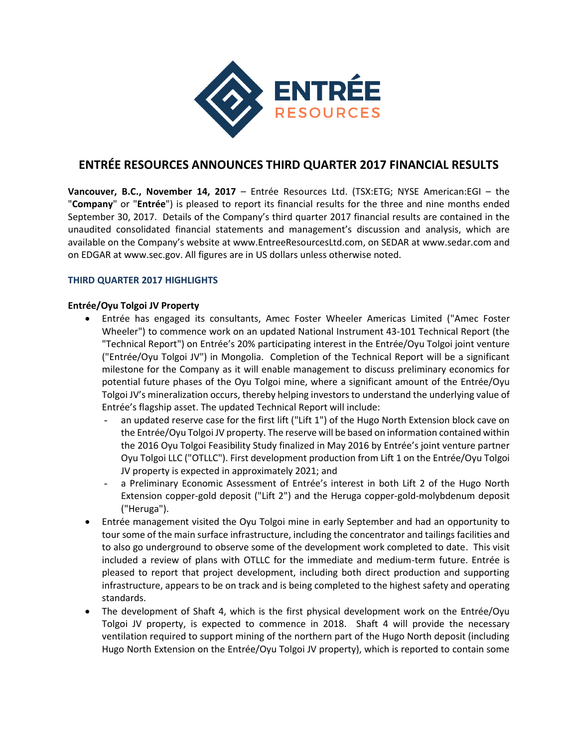# ENTRÉE RESOURCES ANNOUNCES THIRD QUARTER 2017 FINANCIAL RESULTS

**Vancouver, B.C., November 14, 2017** – Entrée Resources Ltd. (TSX:ETG; NYSE American:EGI – the "**Company**" or "**Entrée**") is pleased to report its financial results for the three and nine months ended September 30, 2017. Details of the Company's third quarter 2017 financial results are contained in the unaudited consolidated financial statements and management's discussion and analysis, which are available on the Company's website at www.EntreeResourcesLtd.com, on SEDAR at www.sedar.com and on EDGAR at www.sec.gov. All figures are in US dollars unless otherwise noted.

## THIRD QUARTER 2017 HIGHLIGHTS

### Entrée/Oyu Tolgoi JV Property

- Entrée has engaged its consultants, Amec Foster Wheeler Americas Limited ("Amec Foster Wheeler") to commence work on an updated National Instrument 43-101 Technical Report (the "Technical Report") on Entrée's 20% participating interest in the Entrée/Oyu Tolgoi joint venture ("Entrée/Oyu Tolgoi JV") in Mongolia. Completion of the Technical Report will be a significant milestone for the Company as it will enable management to discuss preliminary economics for potential future phases of the Oyu Tolgoi mine, where a significant amount of the Entrée/Oyu Tolgoi JV's mineralization occurs, thereby helping investors to understand the underlying value of Entrée's flagship asset. The updated Technical Report will include:
  - an updated reserve case for the first lift ("Lift 1") of the Hugo North Extension block cave on the Entrée/Oyu Tolgoi JV property. The reserve will be based on information contained within the 2016 Oyu Tolgoi Feasibility Study finalized in May 2016 by Entrée's joint venture partner Oyu Tolgoi LLC ("OTLLC"). First development production from Lift 1 on the Entrée/Oyu Tolgoi JV property is expected in approximately 2021; and
  - a Preliminary Economic Assessment of Entrée's interest in both Lift 2 of the Hugo North Extension copper-gold deposit ("Lift 2") and the Heruga copper-gold-molybdenum deposit ("Heruga").
- Entrée management visited the Oyu Tolgoi mine in early September and had an opportunity to tour some of the main surface infrastructure, including the concentrator and tailings facilities and to also go underground to observe some of the development work completed to date. This visit included a review of plans with OTLLC for the immediate and medium-term future. Entrée is pleased to report that project development, including both direct production and supporting infrastructure, appears to be on track and is being completed to the highest safety and operating standards.
- The development of Shaft 4, which is the first physical development work on the Entrée/Oyu Tolgoi JV property, is expected to commence in 2018. Shaft 4 will provide the necessary ventilation required to support mining of the northern part of the Hugo North deposit (including Hugo North Extension on the Entrée/Oyu Tolgoi JV property), which is reported to contain some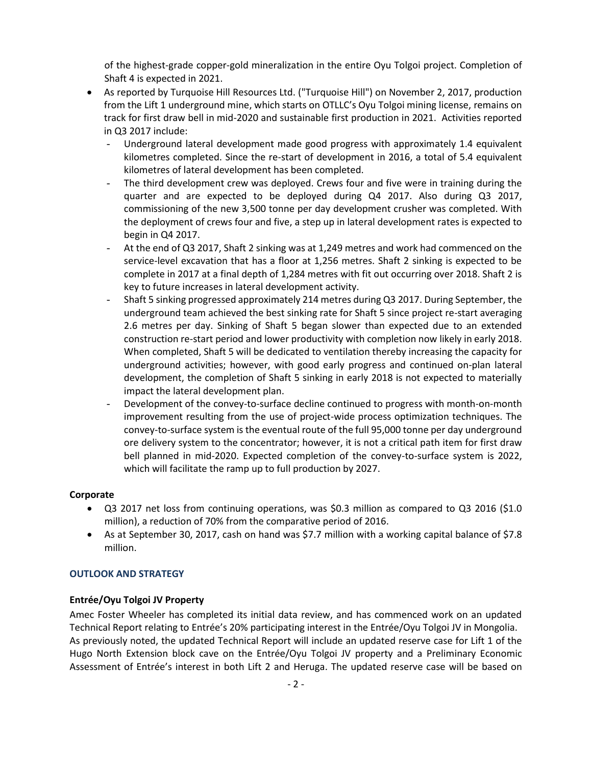of the highest-grade copper-gold mineralization in the entire Oyu Tolgoi project. Completion of Shaft 4 is expected in 2021.

- As reported by Turquoise Hill Resources Ltd. ("Turquoise Hill") on November 2, 2017, production from the Lift 1 underground mine, which starts on OTLLC's Oyu Tolgoi mining license, remains on track for first draw bell in mid-2020 and sustainable first production in 2021. Activities reported in Q3 2017 include:
  - Underground lateral development made good progress with approximately 1.4 equivalent kilometres completed. Since the re-start of development in 2016, a total of 5.4 equivalent kilometres of lateral development has been completed.
  - The third development crew was deployed. Crews four and five were in training during the quarter and are expected to be deployed during Q4 2017. Also during Q3 2017, commissioning of the new 3,500 tonne per day development crusher was completed. With the deployment of crews four and five, a step up in lateral development rates is expected to begin in Q4 2017.
  - At the end of Q3 2017, Shaft 2 sinking was at 1,249 metres and work had commenced on the service-level excavation that has a floor at 1,256 metres. Shaft 2 sinking is expected to be complete in 2017 at a final depth of 1,284 metres with fit out occurring over 2018. Shaft 2 is key to future increases in lateral development activity.
  - Shaft 5 sinking progressed approximately 214 metres during Q3 2017. During September, the underground team achieved the best sinking rate for Shaft 5 since project re-start averaging 2.6 metres per day. Sinking of Shaft 5 began slower than expected due to an extended construction re-start period and lower productivity with completion now likely in early 2018. When completed, Shaft 5 will be dedicated to ventilation thereby increasing the capacity for underground activities; however, with good early progress and continued on-plan lateral development, the completion of Shaft 5 sinking in early 2018 is not expected to materially impact the lateral development plan.
  - Development of the convey-to-surface decline continued to progress with month-on-month improvement resulting from the use of project-wide process optimization techniques. The convey-to-surface system is the eventual route of the full 95,000 tonne per day underground ore delivery system to the concentrator; however, it is not a critical path item for first draw bell planned in mid-2020. Expected completion of the convey-to-surface system is 2022, which will facilitate the ramp up to full production by 2027.

**Corporate**

- Q3 2017 net loss from continuing operations, was $0.3 million as compared to Q3 2016 ($1.0 million), a reduction of 70% from the comparative period of 2016.
- As at September 30, 2017, cash on hand was $7.7 million with a working capital balance of $7.8 million.

## OUTLOOK AND STRATEGY

**Entrée/Oyu Tolgoi JV Property**

Amec Foster Wheeler has completed its initial data review, and has commenced work on an updated Technical Report relating to Entrée's 20% participating interest in the Entrée/Oyu Tolgoi JV in Mongolia. As previously noted, the updated Technical Report will include an updated reserve case for Lift 1 of the Hugo North Extension block cave on the Entrée/Oyu Tolgoi JV property and a Preliminary Economic Assessment of Entrée's interest in both Lift 2 and Heruga. The updated reserve case will be based on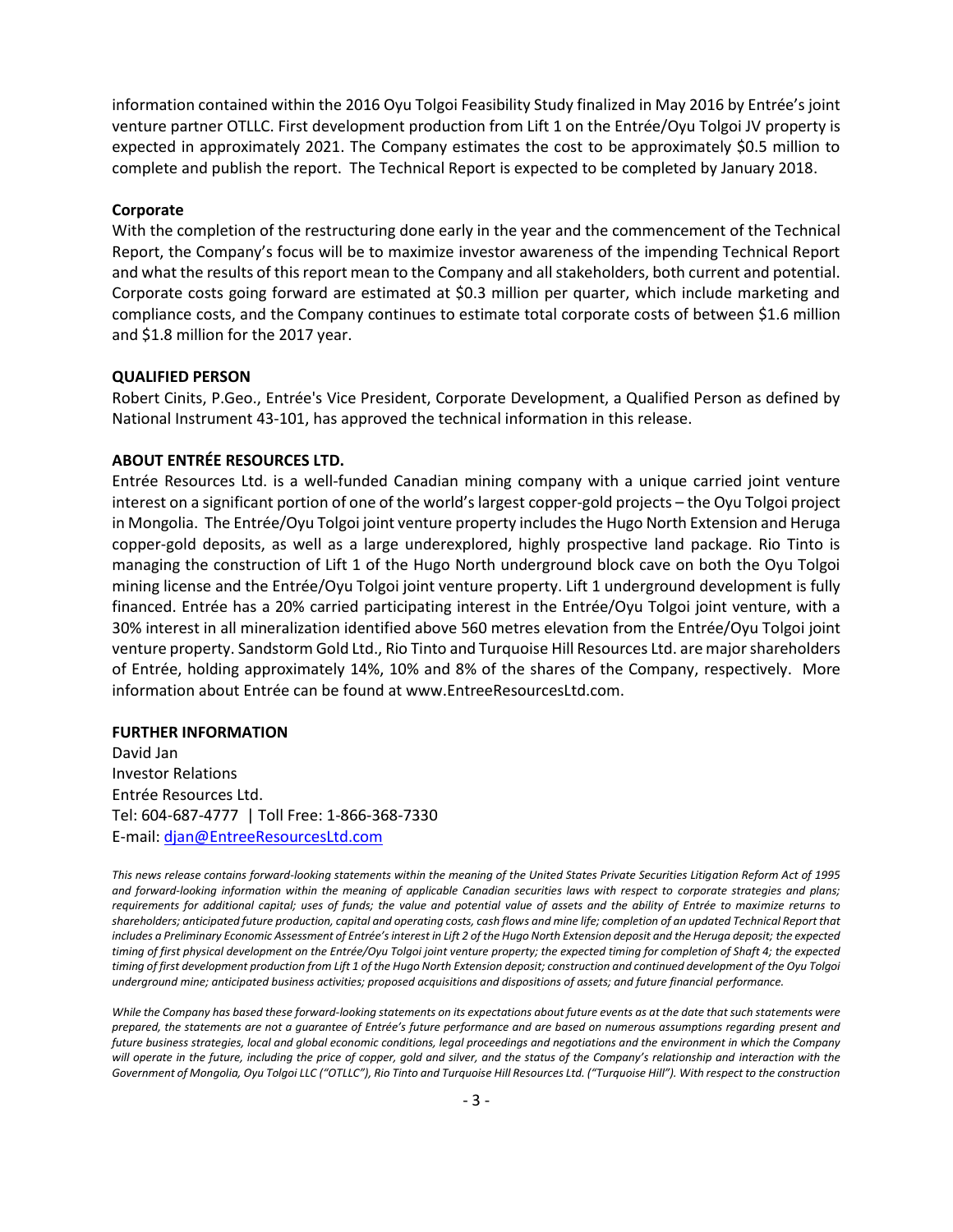information contained within the 2016 Oyu Tolgoi Feasibility Study finalized in May 2016 by Entrée's joint venture partner OTLLC. First development production from Lift 1 on the Entrée/Oyu Tolgoi JV property is expected in approximately 2021. The Company estimates the cost to be approximately $0.5 million to complete and publish the report. The Technical Report is expected to be completed by January 2018.

**Corporate**

With the completion of the restructuring done early in the year and the commencement of the Technical Report, the Company's focus will be to maximize investor awareness of the impending Technical Report and what the results of this report mean to the Company and all stakeholders, both current and potential. Corporate costs going forward are estimated at $0.3 million per quarter, which include marketing and compliance costs, and the Company continues to estimate total corporate costs of between $1.6 million and $1.8 million for the 2017 year.

**QUALIFIED PERSON**

Robert Cinits, P.Geo., Entrée's Vice President, Corporate Development, a Qualified Person as defined by National Instrument 43-101, has approved the technical information in this release.

**ABOUT ENTRÉE RESOURCES LTD.**

Entrée Resources Ltd. is a well-funded Canadian mining company with a unique carried joint venture interest on a significant portion of one of the world's largest copper-gold projects – the Oyu Tolgoi project in Mongolia. The Entrée/Oyu Tolgoi joint venture property includes the Hugo North Extension and Heruga copper-gold deposits, as well as a large underexplored, highly prospective land package. Rio Tinto is managing the construction of Lift 1 of the Hugo North underground block cave on both the Oyu Tolgoi mining license and the Entrée/Oyu Tolgoi joint venture property. Lift 1 underground development is fully financed. Entrée has a 20% carried participating interest in the Entrée/Oyu Tolgoi joint venture, with a 30% interest in all mineralization identified above 560 metres elevation from the Entrée/Oyu Tolgoi joint venture property. Sandstorm Gold Ltd., Rio Tinto and Turquoise Hill Resources Ltd. are major shareholders of Entrée, holding approximately 14%, 10% and 8% of the shares of the Company, respectively. More information about Entrée can be found at www.EntreeResourcesLtd.com.

**FURTHER INFORMATION**

David Jan
Investor Relations
Entrée Resources Ltd.
Tel: 604-687-4777 | Toll Free: 1-866-368-7330
E-mail: djan@EntreeResourcesLtd.com

*This news release contains forward-looking statements within the meaning of the United States Private Securities Litigation Reform Act of 1995 and forward-looking information within the meaning of applicable Canadian securities laws with respect to corporate strategies and plans; requirements for additional capital; uses of funds; the value and potential value of assets and the ability of Entrée to maximize returns to shareholders; anticipated future production, capital and operating costs, cash flows and mine life; completion of an updated Technical Report that includes a Preliminary Economic Assessment of Entrée's interest in Lift 2 of the Hugo North Extension deposit and the Heruga deposit; the expected timing of first physical development on the Entrée/Oyu Tolgoi joint venture property; the expected timing for completion of Shaft 4; the expected timing of first development production from Lift 1 of the Hugo North Extension deposit; construction and continued development of the Oyu Tolgoi underground mine; anticipated business activities; proposed acquisitions and dispositions of assets; and future financial performance.*

*While the Company has based these forward-looking statements on its expectations about future events as at the date that such statements were prepared, the statements are not a guarantee of Entrée's future performance and are based on numerous assumptions regarding present and future business strategies, local and global economic conditions, legal proceedings and negotiations and the environment in which the Company will operate in the future, including the price of copper, gold and silver, and the status of the Company's relationship and interaction with the Government of Mongolia, Oyu Tolgoi LLC ("OTLLC"), Rio Tinto and Turquoise Hill Resources Ltd. ("Turquoise Hill"). With respect to the construction*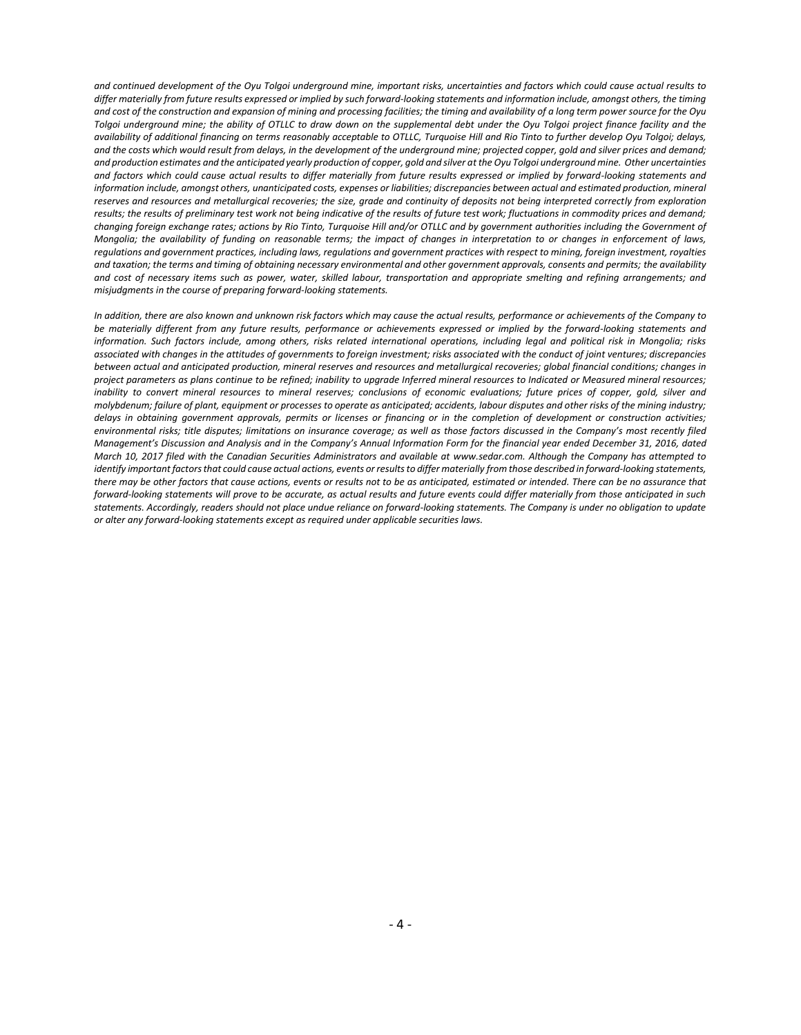*and continued development of the Oyu Tolgoi underground mine, important risks, uncertainties and factors which could cause actual results to differ materially from future results expressed or implied by such forward-looking statements and information include, amongst others, the timing and cost of the construction and expansion of mining and processing facilities; the timing and availability of a long term power source for the Oyu Tolgoi underground mine; the ability of OTLLC to draw down on the supplemental debt under the Oyu Tolgoi project finance facility and the availability of additional financing on terms reasonably acceptable to OTLLC, Turquoise Hill and Rio Tinto to further develop Oyu Tolgoi; delays, and the costs which would result from delays, in the development of the underground mine; projected copper, gold and silver prices and demand; and production estimates and the anticipated yearly production of copper, gold and silver at the Oyu Tolgoi underground mine. Other uncertainties and factors which could cause actual results to differ materially from future results expressed or implied by forward-looking statements and information include, amongst others, unanticipated costs, expenses or liabilities; discrepancies between actual and estimated production, mineral reserves and resources and metallurgical recoveries; the size, grade and continuity of deposits not being interpreted correctly from exploration results; the results of preliminary test work not being indicative of the results of future test work; fluctuations in commodity prices and demand; changing foreign exchange rates; actions by Rio Tinto, Turquoise Hill and/or OTLLC and by government authorities including the Government of Mongolia; the availability of funding on reasonable terms; the impact of changes in interpretation to or changes in enforcement of laws, regulations and government practices, including laws, regulations and government practices with respect to mining, foreign investment, royalties and taxation; the terms and timing of obtaining necessary environmental and other government approvals, consents and permits; the availability and cost of necessary items such as power, water, skilled labour, transportation and appropriate smelting and refining arrangements; and misjudgments in the course of preparing forward-looking statements.*

*In addition, there are also known and unknown risk factors which may cause the actual results, performance or achievements of the Company to be materially different from any future results, performance or achievements expressed or implied by the forward-looking statements and information. Such factors include, among others, risks related international operations, including legal and political risk in Mongolia; risks associated with changes in the attitudes of governments to foreign investment; risks associated with the conduct of joint ventures; discrepancies between actual and anticipated production, mineral reserves and resources and metallurgical recoveries; global financial conditions; changes in project parameters as plans continue to be refined; inability to upgrade Inferred mineral resources to Indicated or Measured mineral resources; inability to convert mineral resources to mineral reserves; conclusions of economic evaluations; future prices of copper, gold, silver and molybdenum; failure of plant, equipment or processes to operate as anticipated; accidents, labour disputes and other risks of the mining industry; delays in obtaining government approvals, permits or licenses or financing or in the completion of development or construction activities; environmental risks; title disputes; limitations on insurance coverage; as well as those factors discussed in the Company's most recently filed Management's Discussion and Analysis and in the Company's Annual Information Form for the financial year ended December 31, 2016, dated March 10, 2017 filed with the Canadian Securities Administrators and available at www.sedar.com. Although the Company has attempted to identify important factors that could cause actual actions, events or results to differ materially from those described in forward-looking statements, there may be other factors that cause actions, events or results not to be as anticipated, estimated or intended. There can be no assurance that forward-looking statements will prove to be accurate, as actual results and future events could differ materially from those anticipated in such statements. Accordingly, readers should not place undue reliance on forward-looking statements. The Company is under no obligation to update or alter any forward-looking statements except as required under applicable securities laws.*